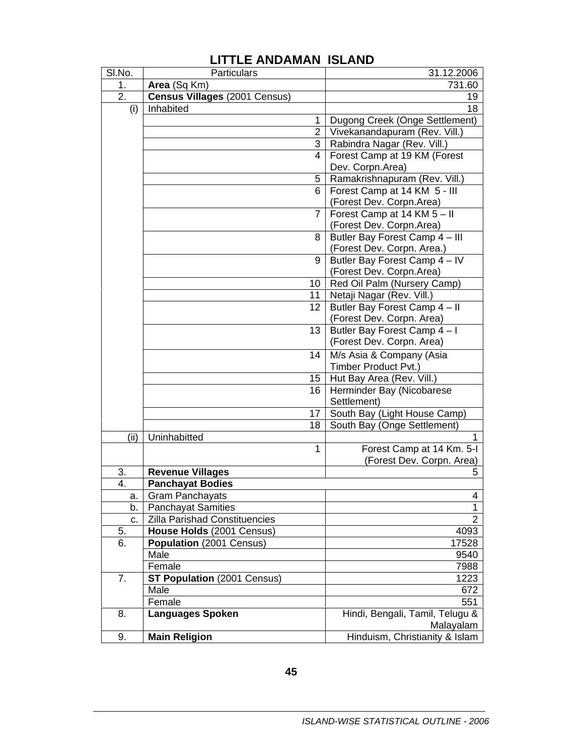# LITTLE ANDAMAN ISLAND

| Sl.No. | Particulars | | 31.12.2006 |
|---|---|---|---|
| 1. | **Area** (Sq Km) | | 731.60 |
| 2. | **Census Villages** (2001 Census) | | 19 |
| (i) | Inhabited | | 18 |
| | | 1 | Dugong Creek (Onge Settlement) |
| | | 2 | Vivekanandapuram (Rev. Vill.) |
| | | 3 | Rabindra Nagar (Rev. Vill.) |
| | | 4 | Forest Camp at 19 KM (Forest Dev. Corpn.Area) |
| | | 5 | Ramakrishnapuram (Rev. Vill.) |
| | | 6 | Forest Camp at 14 KM 5 - III (Forest Dev. Corpn.Area) |
| | | 7 | Forest Camp at 14 KM 5 – II (Forest Dev. Corpn.Area) |
| | | 8 | Butler Bay Forest Camp 4 – III (Forest Dev. Corpn. Area.) |
| | | 9 | Butler Bay Forest Camp 4 – IV (Forest Dev. Corpn.Area) |
| | | 10 | Red Oil Palm (Nursery Camp) |
| | | 11 | Netaji Nagar (Rev. Vill.) |
| | | 12 | Butler Bay Forest Camp 4 – II (Forest Dev. Corpn. Area) |
| | | 13 | Butler Bay Forest Camp 4 – I (Forest Dev. Corpn. Area) |
| | | 14 | M/s Asia & Company (Asia Timber Product Pvt.) |
| | | 15 | Hut Bay Area (Rev. Vill.) |
| | | 16 | Herminder Bay (Nicobarese Settlement) |
| | | 17 | South Bay (Light House Camp) |
| | | 18 | South Bay (Onge Settlement) |
| (ii) | Uninhabitted | | 1 |
| | | 1 | Forest Camp at 14 Km. 5-I (Forest Dev. Corpn. Area) |
| 3. | **Revenue Villages** | | 5 |
| 4. | **Panchayat Bodies** | | |
| a. | Gram Panchayats | | 4 |
| b. | Panchayat Samities | | 1 |
| c. | Zilla Parishad Constituencies | | 2 |
| 5. | **House Holds** (2001 Census) | | 4093 |
| 6. | **Population** (2001 Census) | | 17528 |
| | Male | | 9540 |
| | Female | | 7988 |
| 7. | **ST Population** (2001 Census) | | 1223 |
| | Male | | 672 |
| | Female | | 551 |
| 8. | **Languages Spoken** | | Hindi, Bengali, Tamil, Telugu & Malayalam |
| 9. | **Main Religion** | | Hinduism, Christianity & Islam |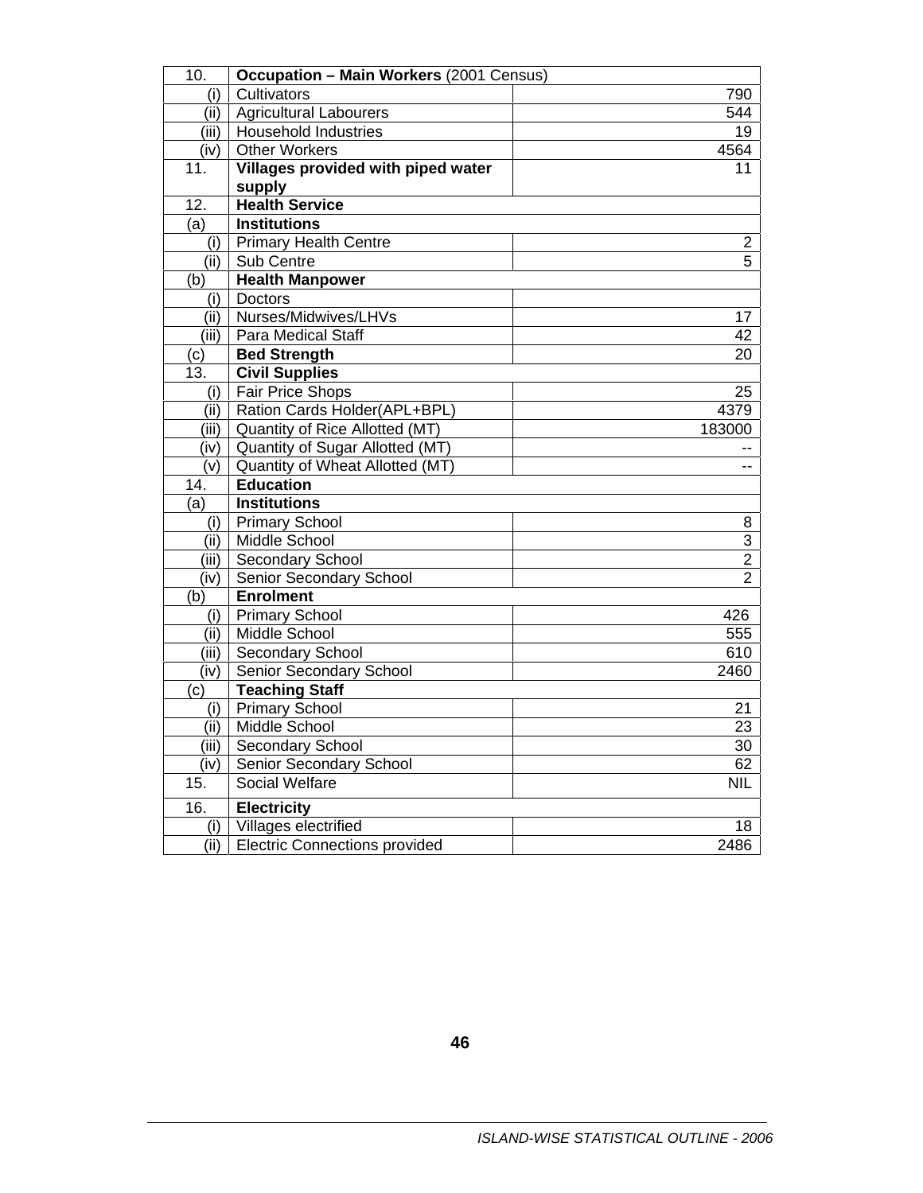| 10. | **Occupation – Main Workers** (2001 Census) | |
|---|---|---|
| (i) | Cultivators | 790 |
| (ii) | Agricultural Labourers | 544 |
| (iii) | Household Industries | 19 |
| (iv) | Other Workers | 4564 |
| 11. | **Villages provided with piped water supply** | 11 |
| 12. | **Health Service** | |
| (a) | **Institutions** | |
| (i) | Primary Health Centre | 2 |
| (ii) | Sub Centre | 5 |
| (b) | **Health Manpower** | |
| (i) | Doctors | |
| (ii) | Nurses/Midwives/LHVs | 17 |
| (iii) | Para Medical Staff | 42 |
| (c) | **Bed Strength** | 20 |
| 13. | **Civil Supplies** | |
| (i) | Fair Price Shops | 25 |
| (ii) | Ration Cards Holder(APL+BPL) | 4379 |
| (iii) | Quantity of Rice Allotted (MT) | 183000 |
| (iv) | Quantity of Sugar Allotted (MT) | -- |
| (v) | Quantity of Wheat Allotted (MT) | -- |
| 14. | **Education** | |
| (a) | **Institutions** | |
| (i) | Primary School | 8 |
| (ii) | Middle School | 3 |
| (iii) | Secondary School | 2 |
| (iv) | Senior Secondary School | 2 |
| (b) | **Enrolment** | |
| (i) | Primary School | 426 |
| (ii) | Middle School | 555 |
| (iii) | Secondary School | 610 |
| (iv) | Senior Secondary School | 2460 |
| (c) | **Teaching Staff** | |
| (i) | Primary School | 21 |
| (ii) | Middle School | 23 |
| (iii) | Secondary School | 30 |
| (iv) | Senior Secondary School | 62 |
| 15. | Social Welfare | NIL |
| 16. | **Electricity** | |
| (i) | Villages electrified | 18 |
| (ii) | Electric Connections provided | 2486 |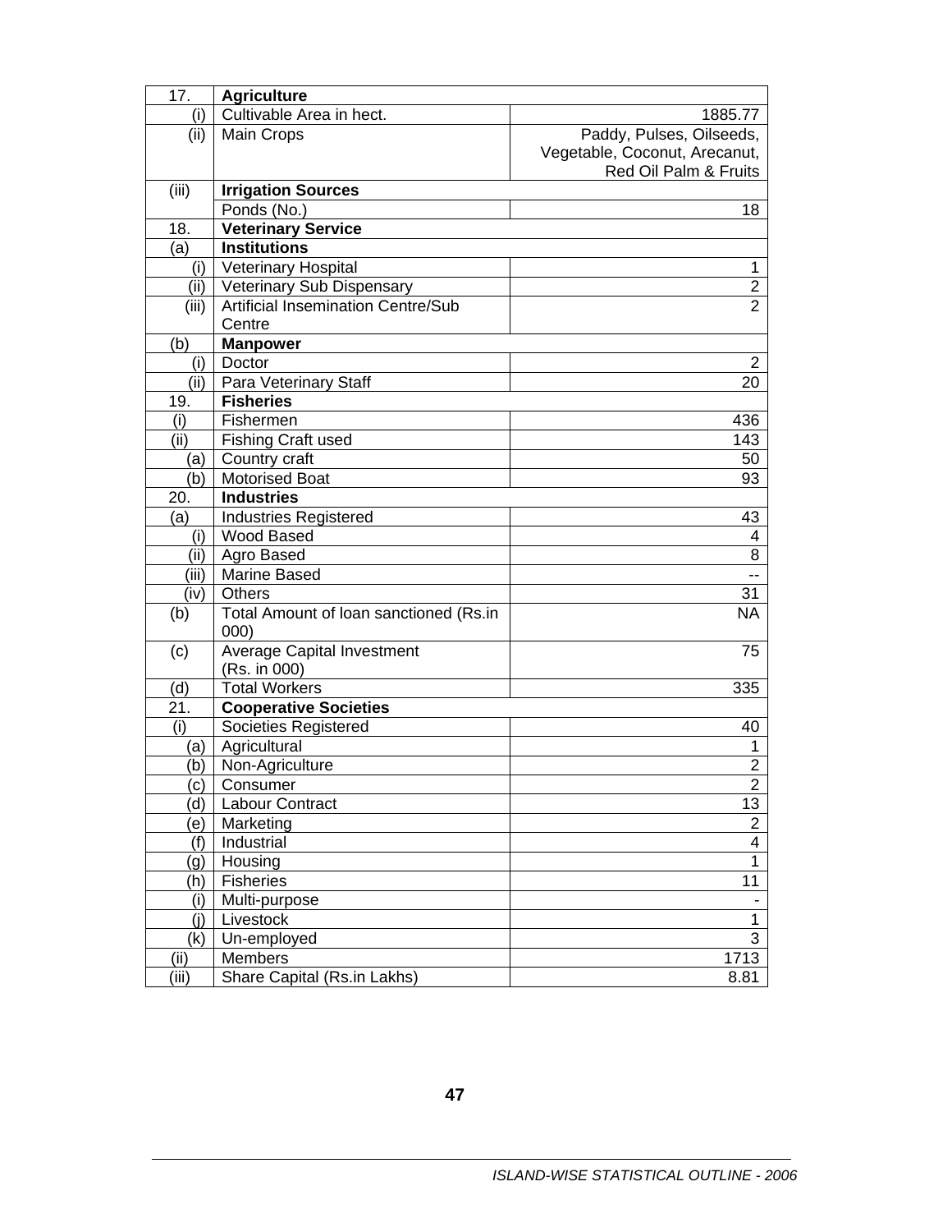| 17. | **Agriculture** | |
|---|---|---|
| (i) | Cultivable Area in hect. | 1885.77 |
| (ii) | Main Crops | Paddy, Pulses, Oilseeds, Vegetable, Coconut, Arecanut, Red Oil Palm & Fruits |
| (iii) | **Irrigation Sources** | |
| | Ponds (No.) | 18 |
| 18. | **Veterinary Service** | |
| (a) | **Institutions** | |
| (i) | Veterinary Hospital | 1 |
| (ii) | Veterinary Sub Dispensary | 2 |
| (iii) | Artificial Insemination Centre/Sub Centre | 2 |
| (b) | **Manpower** | |
| (i) | Doctor | 2 |
| (ii) | Para Veterinary Staff | 20 |
| 19. | **Fisheries** | |
| (i) | Fishermen | 436 |
| (ii) | Fishing Craft used | 143 |
| (a) | Country craft | 50 |
| (b) | Motorised Boat | 93 |
| 20. | **Industries** | |
| (a) | Industries Registered | 43 |
| (i) | Wood Based | 4 |
| (ii) | Agro Based | 8 |
| (iii) | Marine Based | -- |
| (iv) | Others | 31 |
| (b) | Total Amount of loan sanctioned (Rs.in 000) | NA |
| (c) | Average Capital Investment (Rs. in 000) | 75 |
| (d) | Total Workers | 335 |
| 21. | **Cooperative Societies** | |
| (i) | Societies Registered | 40 |
| (a) | Agricultural | 1 |
| (b) | Non-Agriculture | 2 |
| (c) | Consumer | 2 |
| (d) | Labour Contract | 13 |
| (e) | Marketing | 2 |
| (f) | Industrial | 4 |
| (g) | Housing | 1 |
| (h) | Fisheries | 11 |
| (i) | Multi-purpose | - |
| (j) | Livestock | 1 |
| (k) | Un-employed | 3 |
| (ii) | Members | 1713 |
| (iii) | Share Capital (Rs.in Lakhs) | 8.81 |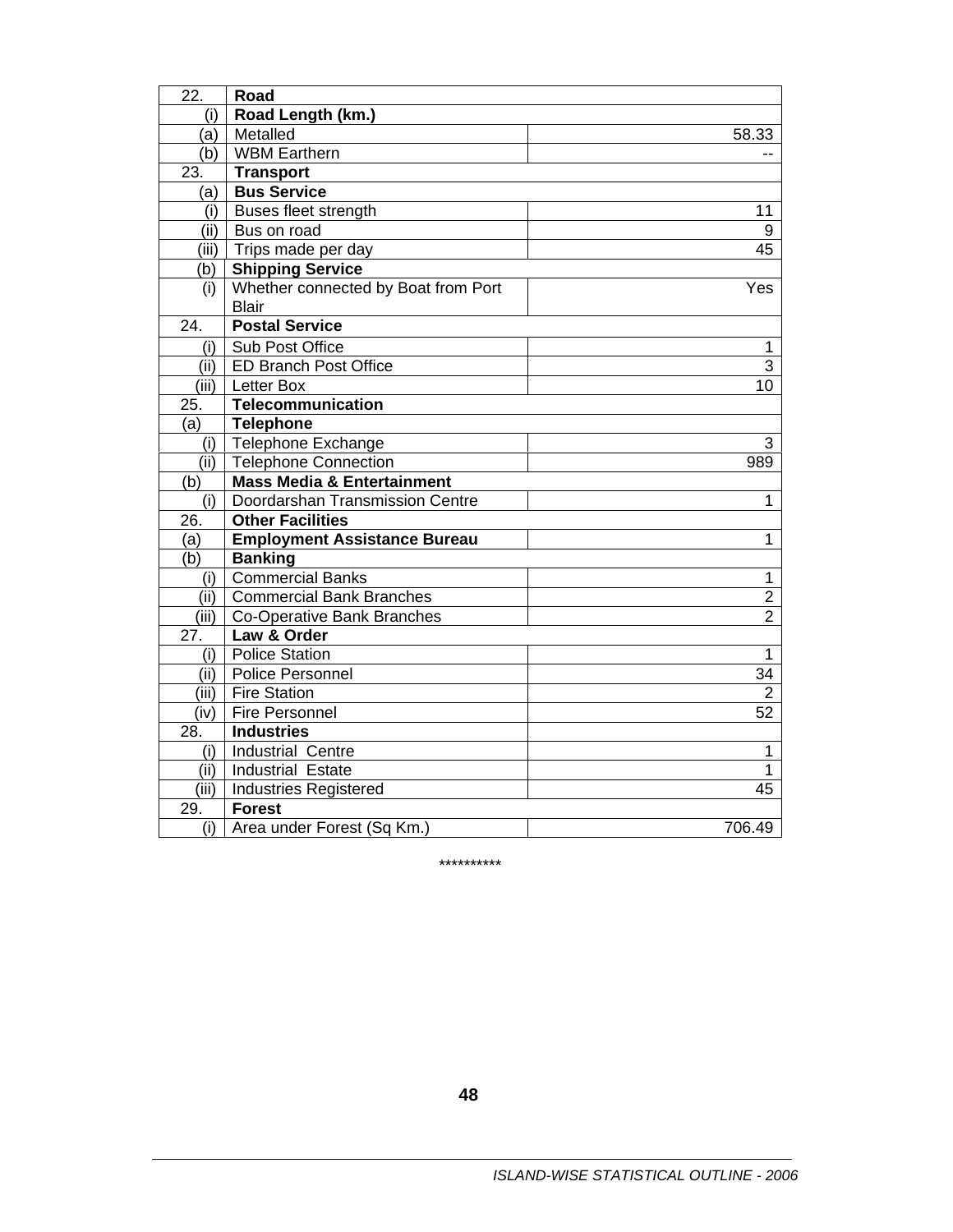| | | |
|---|---|---|
| 22. | **Road** | |
| (i) | **Road Length (km.)** | |
| (a) | Metalled | 58.33 |
| (b) | WBM Earthern | -- |
| 23. | **Transport** | |
| (a) | **Bus Service** | |
| (i) | Buses fleet strength | 11 |
| (ii) | Bus on road | 9 |
| (iii) | Trips made per day | 45 |
| (b) | **Shipping Service** | |
| (i) | Whether connected by Boat from Port Blair | Yes |
| 24. | **Postal Service** | |
| (i) | Sub Post Office | 1 |
| (ii) | ED Branch Post Office | 3 |
| (iii) | Letter Box | 10 |
| 25. | **Telecommunication** | |
| (a) | **Telephone** | |
| (i) | Telephone Exchange | 3 |
| (ii) | Telephone Connection | 989 |
| (b) | **Mass Media & Entertainment** | |
| (i) | Doordarshan Transmission Centre | 1 |
| 26. | **Other Facilities** | |
| (a) | **Employment Assistance Bureau** | 1 |
| (b) | **Banking** | |
| (i) | Commercial Banks | 1 |
| (ii) | Commercial Bank Branches | 2 |
| (iii) | Co-Operative Bank Branches | 2 |
| 27. | **Law & Order** | |
| (i) | Police Station | 1 |
| (ii) | Police Personnel | 34 |
| (iii) | Fire Station | 2 |
| (iv) | Fire Personnel | 52 |
| 28. | **Industries** | |
| (i) | Industrial Centre | 1 |
| (ii) | Industrial Estate | 1 |
| (iii) | Industries Registered | 45 |
| 29. | **Forest** | |
| (i) | Area under Forest (Sq Km.) | 706.49 |

**********